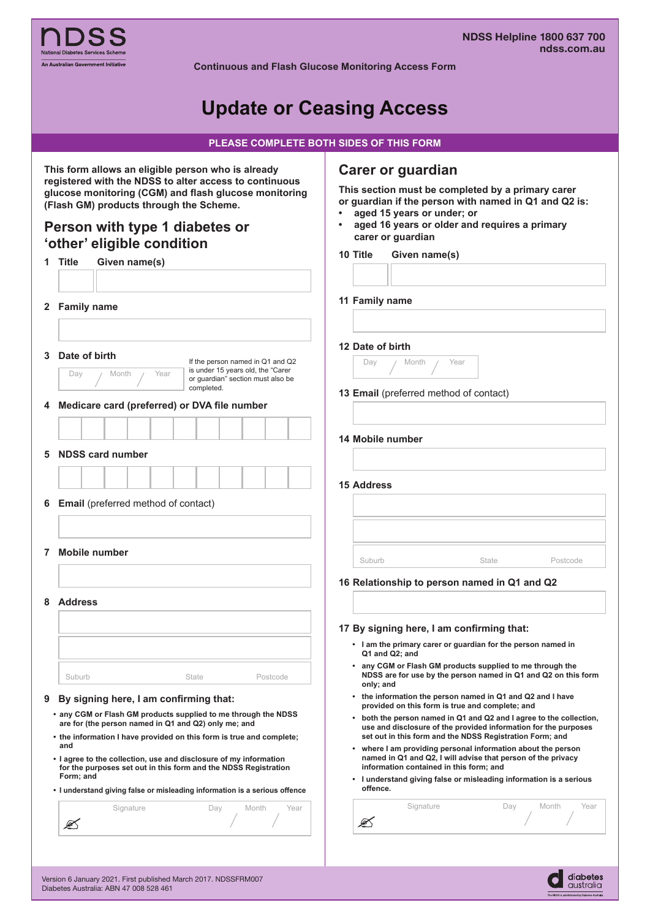ndss
National Diabetes Services Scheme
An Australian Government Initiative

**NDSS Helpline 1800 637 700**
**ndss.com.au**

**Continuous and Flash Glucose Monitoring Access Form**

# Update or Ceasing Access

**PLEASE COMPLETE BOTH SIDES OF THIS FORM**

**This form allows an eligible person who is already registered with the NDSS to alter access to continuous glucose monitoring (CGM) and flash glucose monitoring (Flash GM) products through the Scheme.**

## Person with type 1 diabetes or ‘other’ eligible condition

**1 Title** **Given name(s)**

**2 Family name**

**3 Date of birth**

Day / Month / Year

If the person named in Q1 and Q2 is under 15 years old, the “Carer or guardian” section must also be completed.

**4 Medicare card (preferred) or DVA file number**

**5 NDSS card number**

**6 Email** (preferred method of contact)

**7 Mobile number**

**8 Address**

Suburb State Postcode

**9 By signing here, I am confirming that:**

- **any CGM or Flash GM products supplied to me through the NDSS are for (the person named in Q1 and Q2) only me; and**
- **the information I have provided on this form is true and complete; and**
- **I agree to the collection, use and disclosure of my information for the purposes set out in this form and the NDSS Registration Form; and**
- **I understand giving false or misleading information is a serious offence**

Signature Day / Month / Year

## Carer or guardian

**This section must be completed by a primary carer or guardian if the person with named in Q1 and Q2 is:**

- **aged 15 years or under; or**
- **aged 16 years or older and requires a primary carer or guardian**

**10 Title** **Given name(s)**

**11 Family name**

**12 Date of birth**

Day / Month / Year

**13 Email** (preferred method of contact)

**14 Mobile number**

**15 Address**

Suburb State Postcode

**16 Relationship to person named in Q1 and Q2**

**17 By signing here, I am confirming that:**

- **I am the primary carer or guardian for the person named in Q1 and Q2; and**
- **any CGM or Flash GM products supplied to me through the NDSS are for use by the person named in Q1 and Q2 on this form only; and**
- **the information the person named in Q1 and Q2 and I have provided on this form is true and complete; and**
- **both the person named in Q1 and Q2 and I agree to the collection, use and disclosure of the provided information for the purposes set out in this form and the NDSS Registration Form; and**
- **where I am providing personal information about the person named in Q1 and Q2, I will advise that person of the privacy information contained in this form; and**
- **I understand giving false or misleading information is a serious offence.**

Signature Day / Month / Year

Version 6 January 2021. First published March 2017. NDSSFRM007
Diabetes Australia: ABN 47 008 528 461

diabetes australia
The NDSS is administered by Diabetes Australia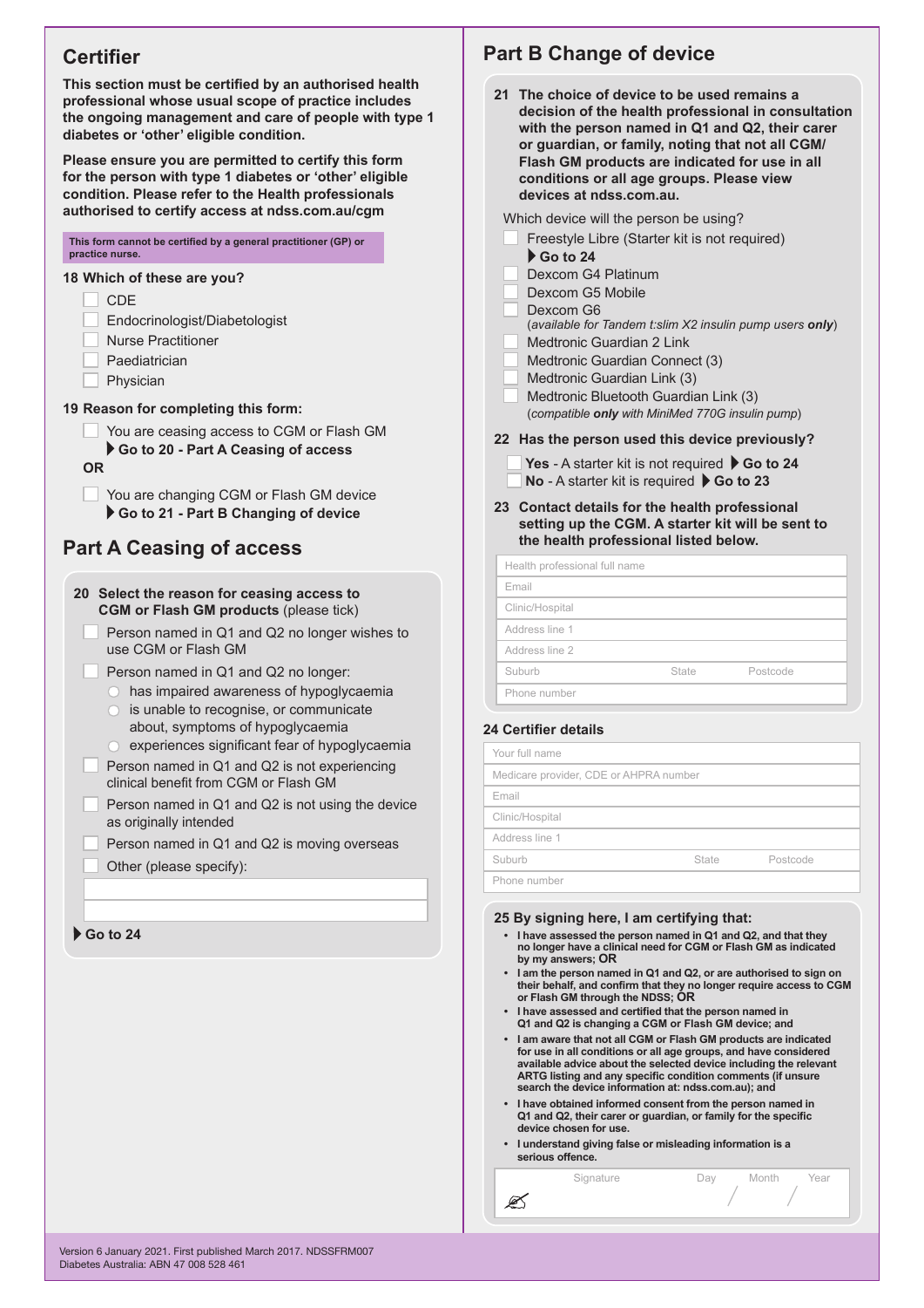## Certifier

**This section must be certified by an authorised health professional whose usual scope of practice includes the ongoing management and care of people with type 1 diabetes or 'other' eligible condition.**

**Please ensure you are permitted to certify this form for the person with type 1 diabetes or 'other' eligible condition. Please refer to the Health professionals authorised to certify access at ndss.com.au/cgm**

**This form cannot be certified by a general practitioner (GP) or practice nurse.**

**18 Which of these are you?**

- ☐ CDE
- ☐ Endocrinologist/Diabetologist
- ☐ Nurse Practitioner
- ☐ Paediatrician
- ☐ Physician

**19 Reason for completing this form:**

- ☐ You are ceasing access to CGM or Flash GM
  ▶ **Go to 20 - Part A Ceasing of access**

**OR**

- ☐ You are changing CGM or Flash GM device
  ▶ **Go to 21 - Part B Changing of device**

## Part A Ceasing of access

**20 Select the reason for ceasing access to CGM or Flash GM products** (please tick)

- ☐ Person named in Q1 and Q2 no longer wishes to use CGM or Flash GM
- ☐ Person named in Q1 and Q2 no longer:
  - ○ has impaired awareness of hypoglycaemia
  - ○ is unable to recognise, or communicate about, symptoms of hypoglycaemia
  - ○ experiences significant fear of hypoglycaemia
- ☐ Person named in Q1 and Q2 is not experiencing clinical benefit from CGM or Flash GM
- ☐ Person named in Q1 and Q2 is not using the device as originally intended
- ☐ Person named in Q1 and Q2 is moving overseas
- ☐ Other (please specify):

______________________________

______________________________

▶ **Go to 24**

## Part B Change of device

**21 The choice of device to be used remains a decision of the health professional in consultation with the person named in Q1 and Q2, their carer or guardian, or family, noting that not all CGM/ Flash GM products are indicated for use in all conditions or all age groups. Please view devices at ndss.com.au.**

Which device will the person be using?

- ☐ Freestyle Libre (Starter kit is not required)
  ▶ **Go to 24**
- ☐ Dexcom G4 Platinum
- ☐ Dexcom G5 Mobile
- ☐ Dexcom G6
  (*available for Tandem t:slim X2 insulin pump users* ***only***)
- ☐ Medtronic Guardian 2 Link
- ☐ Medtronic Guardian Connect (3)
- ☐ Medtronic Guardian Link (3)
- ☐ Medtronic Bluetooth Guardian Link (3)
  (*compatible* ***only*** *with MiniMed 770G insulin pump*)

**22 Has the person used this device previously?**

- ☐ **Yes** - A starter kit is not required ▶ **Go to 24**
- ☐ **No** - A starter kit is required ▶ **Go to 23**

**23 Contact details for the health professional setting up the CGM. A starter kit will be sent to the health professional listed below.**

| |
|---|
| Health professional full name |
| Email |
| Clinic/Hospital |
| Address line 1 |
| Address line 2 |
| Suburb &nbsp;&nbsp;&nbsp; State &nbsp;&nbsp;&nbsp; Postcode |
| Phone number |

**24 Certifier details**

| |
|---|
| Your full name |
| Medicare provider, CDE or AHPRA number |
| Email |
| Clinic/Hospital |
| Address line 1 |
| Suburb &nbsp;&nbsp;&nbsp; State &nbsp;&nbsp;&nbsp; Postcode |
| Phone number |

**25 By signing here, I am certifying that:**

- **I have assessed the person named in Q1 and Q2, and that they no longer have a clinical need for CGM or Flash GM as indicated by my answers; OR**
- **I am the person named in Q1 and Q2, or are authorised to sign on their behalf, and confirm that they no longer require access to CGM or Flash GM through the NDSS; OR**
- **I have assessed and certified that the person named in Q1 and Q2 is changing a CGM or Flash GM device; and**
- **I am aware that not all CGM or Flash GM products are indicated for use in all conditions or all age groups, and have considered available advice about the selected device including the relevant ARTG listing and any specific condition comments (if unsure search the device information at: ndss.com.au); and**
- **I have obtained informed consent from the person named in Q1 and Q2, their carer or guardian, or family for the specific device chosen for use.**
- **I understand giving false or misleading information is a serious offence.**

| Signature | Day | Month | Year |
|---|---|---|---|
| | / | / | |

Version 6 January 2021. First published March 2017. NDSSFRM007
Diabetes Australia: ABN 47 008 528 461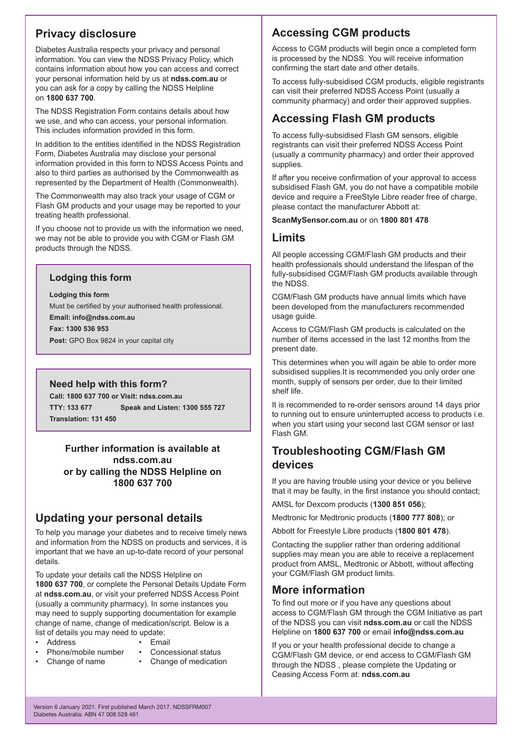## Privacy disclosure

Diabetes Australia respects your privacy and personal information. You can view the NDSS Privacy Policy, which contains information about how you can access and correct your personal information held by us at **ndss.com.au** or you can ask for a copy by calling the NDSS Helpline on **1800 637 700**.

The NDSS Registration Form contains details about how we use, and who can access, your personal information. This includes information provided in this form.

In addition to the entities identified in the NDSS Registration Form, Diabetes Australia may disclose your personal information provided in this form to NDSS Access Points and also to third parties as authorised by the Commonwealth as represented by the Department of Health (Commonwealth).

The Commonwealth may also track your usage of CGM or Flash GM products and your usage may be reported to your treating health professional.

If you choose not to provide us with the information we need, we may not be able to provide you with CGM or Flash GM products through the NDSS.

### Lodging this form

**Lodging this form**

Must be certified by your authorised health professional.

**Email: info@ndss.com.au**

**Fax: 1300 536 953**

**Post:** GPO Box 9824 in your capital city

### Need help with this form?

**Call: 1800 637 700 or Visit: ndss.com.au**

**TTY: 133 677** **Speak and Listen: 1300 555 727**

**Translation: 131 450**

**Further information is available at ndss.com.au or by calling the NDSS Helpline on 1800 637 700**

## Updating your personal details

To help you manage your diabetes and to receive timely news and information from the NDSS on products and services, it is important that we have an up-to-date record of your personal details.

To update your details call the NDSS Helpline on **1800 637 700**, or complete the Personal Details Update Form at **ndss.com.au**, or visit your preferred NDSS Access Point (usually a community pharmacy). In some instances you may need to supply supporting documentation for example change of name, change of medication/script. Below is a list of details you may need to update:

- Address
- Phone/mobile number
- Change of name
- Email
- Concessional status
- Change of medication

## Accessing CGM products

Access to CGM products will begin once a completed form is processed by the NDSS. You will receive information confirming the start date and other details.

To access fully-subsidised CGM products, eligible registrants can visit their preferred NDSS Access Point (usually a community pharmacy) and order their approved supplies.

## Accessing Flash GM products

To access fully-subsidised Flash GM sensors, eligible registrants can visit their preferred NDSS Access Point (usually a community pharmacy) and order their approved supplies.

If after you receive confirmation of your approval to access subsidised Flash GM, you do not have a compatible mobile device and require a FreeStyle Libre reader free of charge, please contact the manufacturer Abbott at:

**ScanMySensor.com.au** or on **1800 801 478**

## Limits

All people accessing CGM/Flash GM products and their health professionals should understand the lifespan of the fully-subsidised CGM/Flash GM products available through the NDSS.

CGM/Flash GM products have annual limits which have been developed from the manufacturers recommended usage guide.

Access to CGM/Flash GM products is calculated on the number of items accessed in the last 12 months from the present date.

This determines when you will again be able to order more subsidised supplies.It is recommended you only order one month, supply of sensors per order, due to their limited shelf life.

It is recommended to re-order sensors around 14 days prior to running out to ensure uninterrupted access to products i.e. when you start using your second last CGM sensor or last Flash GM.

## Troubleshooting CGM/Flash GM devices

If you are having trouble using your device or you believe that it may be faulty, in the first instance you should contact;

AMSL for Dexcom products (**1300 851 056**);

Medtronic for Medtronic products (**1800 777 808**); or

Abbott for Freestyle Libre products (**1800 801 478**).

Contacting the supplier rather than ordering additional supplies may mean you are able to receive a replacement product from AMSL, Medtronic or Abbott, without affecting your CGM/Flash GM product limits.

## More information

To find out more or if you have any questions about access to CGM/Flash GM through the CGM Initiative as part of the NDSS you can visit **ndss.com.au** or call the NDSS Helpline on **1800 637 700** or email **info@ndss.com.au**

If you or your health professional decide to change a CGM/Flash GM device, or end access to CGM/Flash GM through the NDSS , please complete the Updating or Ceasing Access Form at: **ndss.com.au**

Version 6 January 2021. First published March 2017. NDSSFRM007
Diabetes Australia: ABN 47 008 528 461